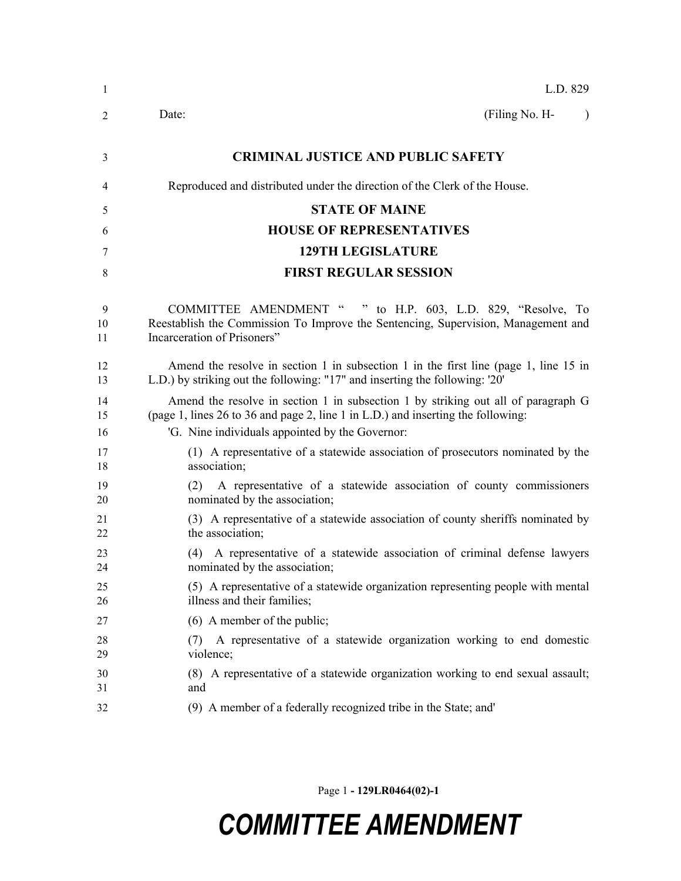L.D. 829

Date: (Filing No. H- )

# CRIMINAL JUSTICE AND PUBLIC SAFETY

Reproduced and distributed under the direction of the Clerk of the House.

## STATE OF MAINE
## HOUSE OF REPRESENTATIVES
## 129TH LEGISLATURE
## FIRST REGULAR SESSION

COMMITTEE AMENDMENT " " to H.P. 603, L.D. 829, "Resolve, To Reestablish the Commission To Improve the Sentencing, Supervision, Management and Incarceration of Prisoners"

Amend the resolve in section 1 in subsection 1 in the first line (page 1, line 15 in L.D.) by striking out the following: "17" and inserting the following: '20'

Amend the resolve in section 1 in subsection 1 by striking out all of paragraph G (page 1, lines 26 to 36 and page 2, line 1 in L.D.) and inserting the following:

'G. Nine individuals appointed by the Governor:

(1) A representative of a statewide association of prosecutors nominated by the association;

(2) A representative of a statewide association of county commissioners nominated by the association;

(3) A representative of a statewide association of county sheriffs nominated by the association;

(4) A representative of a statewide association of criminal defense lawyers nominated by the association;

(5) A representative of a statewide organization representing people with mental illness and their families;

(6) A member of the public;

(7) A representative of a statewide organization working to end domestic violence;

(8) A representative of a statewide organization working to end sexual assault; and

(9) A member of a federally recognized tribe in the State; and'

**COMMITTEE AMENDMENT**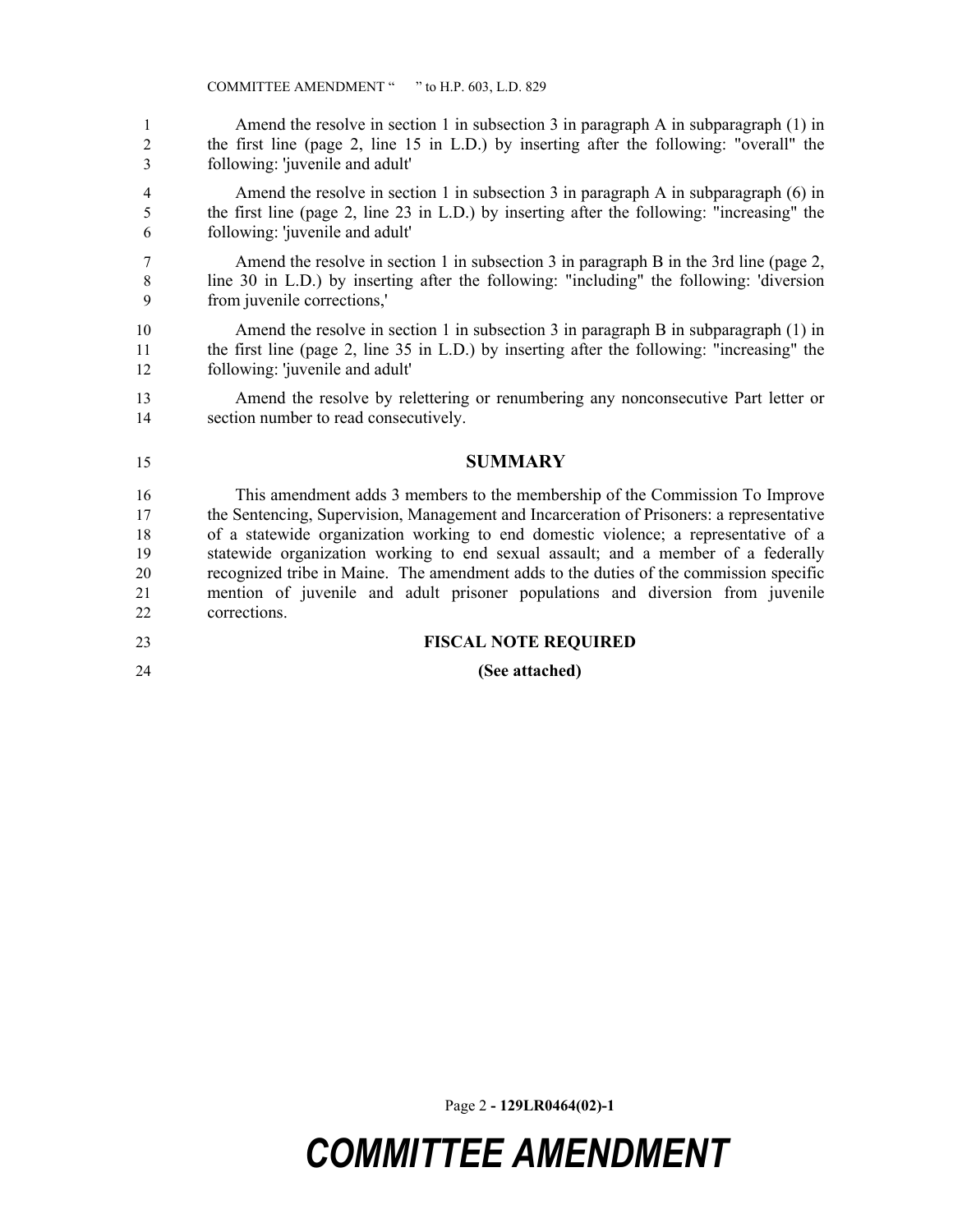Amend the resolve in section 1 in subsection 3 in paragraph A in subparagraph (1) in the first line (page 2, line 15 in L.D.) by inserting after the following: "overall" the following: 'juvenile and adult'

Amend the resolve in section 1 in subsection 3 in paragraph A in subparagraph (6) in the first line (page 2, line 23 in L.D.) by inserting after the following: "increasing" the following: 'juvenile and adult'

Amend the resolve in section 1 in subsection 3 in paragraph B in the 3rd line (page 2, line 30 in L.D.) by inserting after the following: "including" the following: 'diversion from juvenile corrections,'

Amend the resolve in section 1 in subsection 3 in paragraph B in subparagraph (1) in the first line (page 2, line 35 in L.D.) by inserting after the following: "increasing" the following: 'juvenile and adult'

Amend the resolve by relettering or renumbering any nonconsecutive Part letter or section number to read consecutively.

## SUMMARY

This amendment adds 3 members to the membership of the Commission To Improve the Sentencing, Supervision, Management and Incarceration of Prisoners: a representative of a statewide organization working to end domestic violence; a representative of a statewide organization working to end sexual assault; and a member of a federally recognized tribe in Maine. The amendment adds to the duties of the commission specific mention of juvenile and adult prisoner populations and diversion from juvenile corrections.

**FISCAL NOTE REQUIRED**

**(See attached)**

# COMMITTEE AMENDMENT